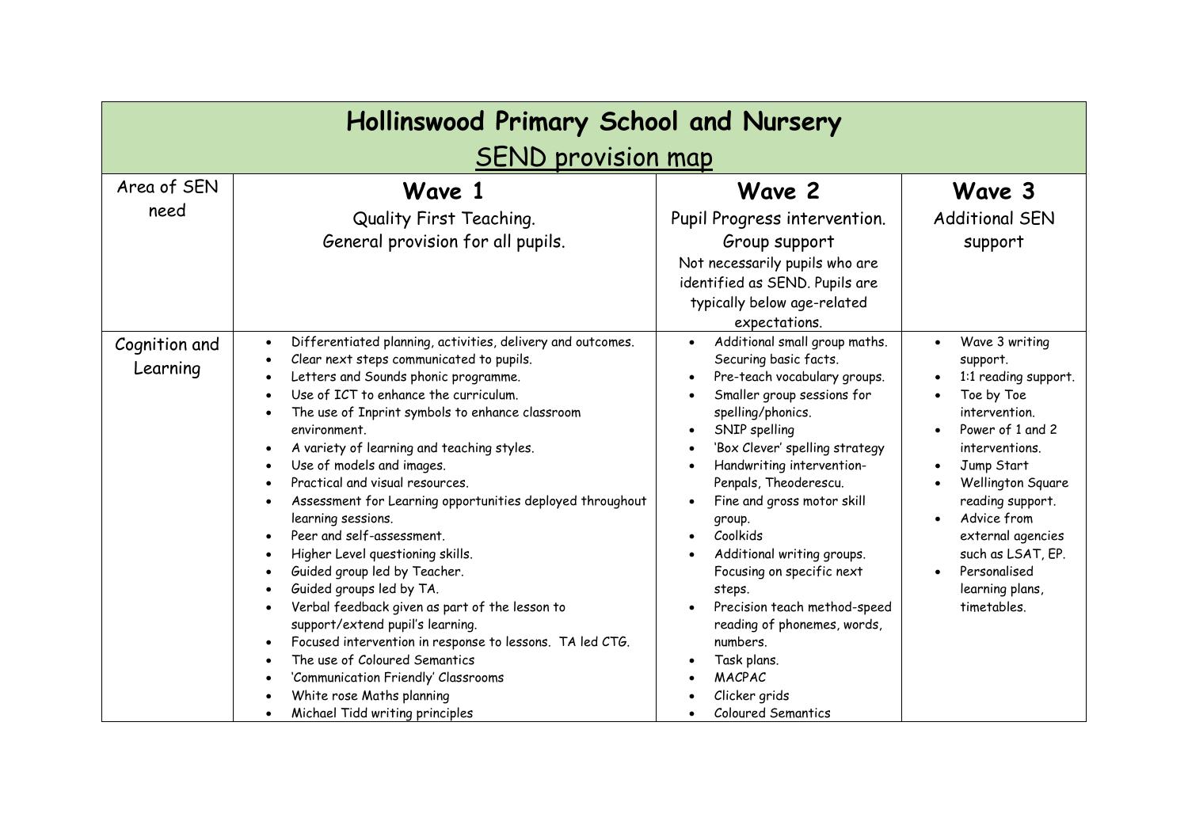# Hollinswood Primary School and Nursery

## SEND provision map

| Area of SEN need | **Wave 1**<br>Quality First Teaching.<br>General provision for all pupils. | **Wave 2**<br>Pupil Progress intervention.<br>Group support<br>Not necessarily pupils who are identified as SEND. Pupils are typically below age-related expectations. | **Wave 3**<br>Additional SEN support |
|---|---|---|---|
| Cognition and Learning | • Differentiated planning, activities, delivery and outcomes.<br>• Clear next steps communicated to pupils.<br>• Letters and Sounds phonic programme.<br>• Use of ICT to enhance the curriculum.<br>• The use of Inprint symbols to enhance classroom environment.<br>• A variety of learning and teaching styles.<br>• Use of models and images.<br>• Practical and visual resources.<br>• Assessment for Learning opportunities deployed throughout learning sessions.<br>• Peer and self-assessment.<br>• Higher Level questioning skills.<br>• Guided group led by Teacher.<br>• Guided groups led by TA.<br>• Verbal feedback given as part of the lesson to support/extend pupil's learning.<br>• Focused intervention in response to lessons. TA led CTG.<br>• The use of Coloured Semantics<br>• 'Communication Friendly' Classrooms<br>• White rose Maths planning<br>• Michael Tidd writing principles | • Additional small group maths. Securing basic facts.<br>• Pre-teach vocabulary groups.<br>• Smaller group sessions for spelling/phonics.<br>• SNIP spelling<br>• 'Box Clever' spelling strategy<br>• Handwriting intervention- Penpals, Theoderescu.<br>• Fine and gross motor skill group.<br>• Coolkids<br>• Additional writing groups. Focusing on specific next steps.<br>• Precision teach method-speed reading of phonemes, words, numbers.<br>• Task plans.<br>• MACPAC<br>• Clicker grids<br>• Coloured Semantics | • Wave 3 writing support.<br>• 1:1 reading support.<br>• Toe by Toe intervention.<br>• Power of 1 and 2 interventions.<br>• Jump Start<br>• Wellington Square reading support.<br>• Advice from external agencies such as LSAT, EP.<br>• Personalised learning plans, timetables. |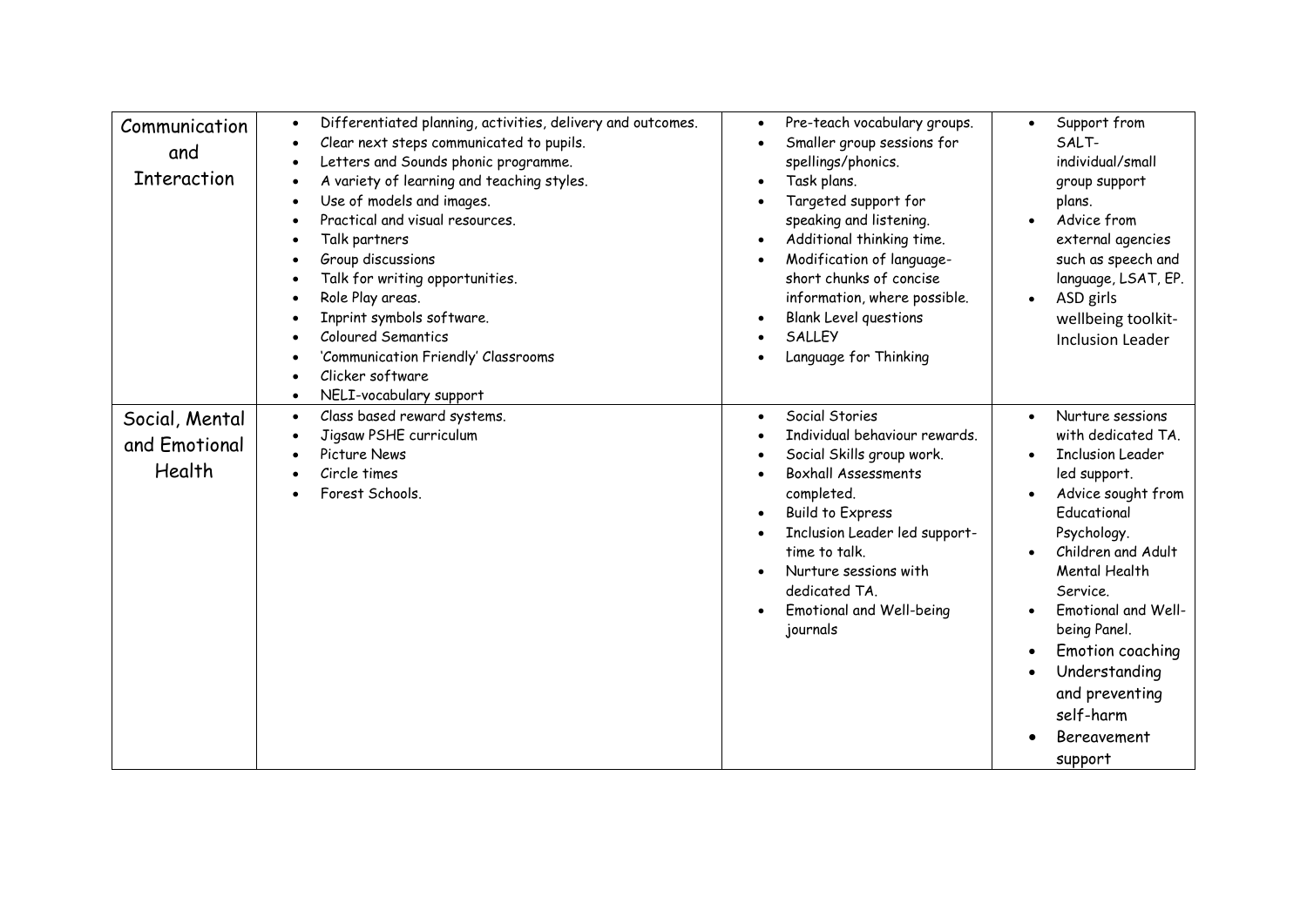| | | | |
|---|---|---|---|
| Communication and Interaction | • Differentiated planning, activities, delivery and outcomes.<br>• Clear next steps communicated to pupils.<br>• Letters and Sounds phonic programme.<br>• A variety of learning and teaching styles.<br>• Use of models and images.<br>• Practical and visual resources.<br>• Talk partners<br>• Group discussions<br>• Talk for writing opportunities.<br>• Role Play areas.<br>• Inprint symbols software.<br>• Coloured Semantics<br>• 'Communication Friendly' Classrooms<br>• Clicker software<br>• NELI-vocabulary support | • Pre-teach vocabulary groups.<br>• Smaller group sessions for spellings/phonics.<br>• Task plans.<br>• Targeted support for speaking and listening.<br>• Additional thinking time.<br>• Modification of language- short chunks of concise information, where possible.<br>• Blank Level questions<br>• SALLEY<br>• Language for Thinking | • Support from SALT- individual/small group support plans.<br>• Advice from external agencies such as speech and language, LSAT, EP.<br>• ASD girls wellbeing toolkit- Inclusion Leader |
| Social, Mental and Emotional Health | • Class based reward systems.<br>• Jigsaw PSHE curriculum<br>• Picture News<br>• Circle times<br>• Forest Schools. | • Social Stories<br>• Individual behaviour rewards.<br>• Social Skills group work.<br>• Boxhall Assessments completed.<br>• Build to Express<br>• Inclusion Leader led support- time to talk.<br>• Nurture sessions with dedicated TA.<br>• Emotional and Well-being journals | • Nurture sessions with dedicated TA.<br>• Inclusion Leader led support.<br>• Advice sought from Educational Psychology.<br>• Children and Adult Mental Health Service.<br>• Emotional and Well-being Panel.<br>• Emotion coaching<br>• Understanding and preventing self-harm<br>• Bereavement support |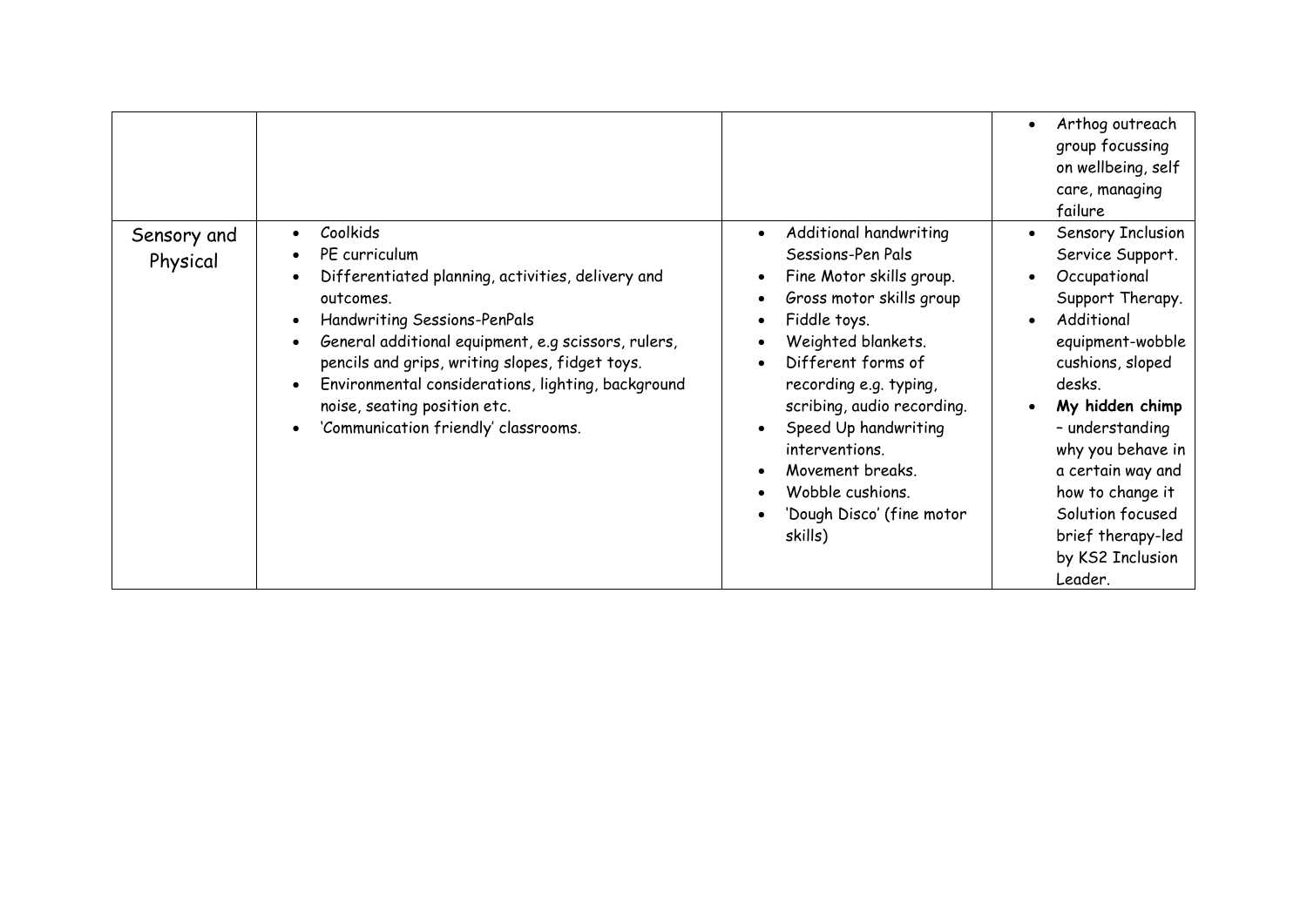| | | | |
|---|---|---|---|
| | | | • Arthog outreach group focussing on wellbeing, self care, managing failure |
| Sensory and Physical | • Coolkids<br>• PE curriculum<br>• Differentiated planning, activities, delivery and outcomes.<br>• Handwriting Sessions-PenPals<br>• General additional equipment, e.g scissors, rulers, pencils and grips, writing slopes, fidget toys.<br>• Environmental considerations, lighting, background noise, seating position etc.<br>• 'Communication friendly' classrooms. | • Additional handwriting Sessions-Pen Pals<br>• Fine Motor skills group.<br>• Gross motor skills group<br>• Fiddle toys.<br>• Weighted blankets.<br>• Different forms of recording e.g. typing, scribing, audio recording.<br>• Speed Up handwriting interventions.<br>• Movement breaks.<br>• Wobble cushions.<br>• 'Dough Disco' (fine motor skills) | • Sensory Inclusion Service Support.<br>• Occupational Support Therapy.<br>• Additional equipment-wobble cushions, sloped desks.<br>• **My hidden chimp** – understanding why you behave in a certain way and how to change it Solution focused brief therapy-led by KS2 Inclusion Leader. |